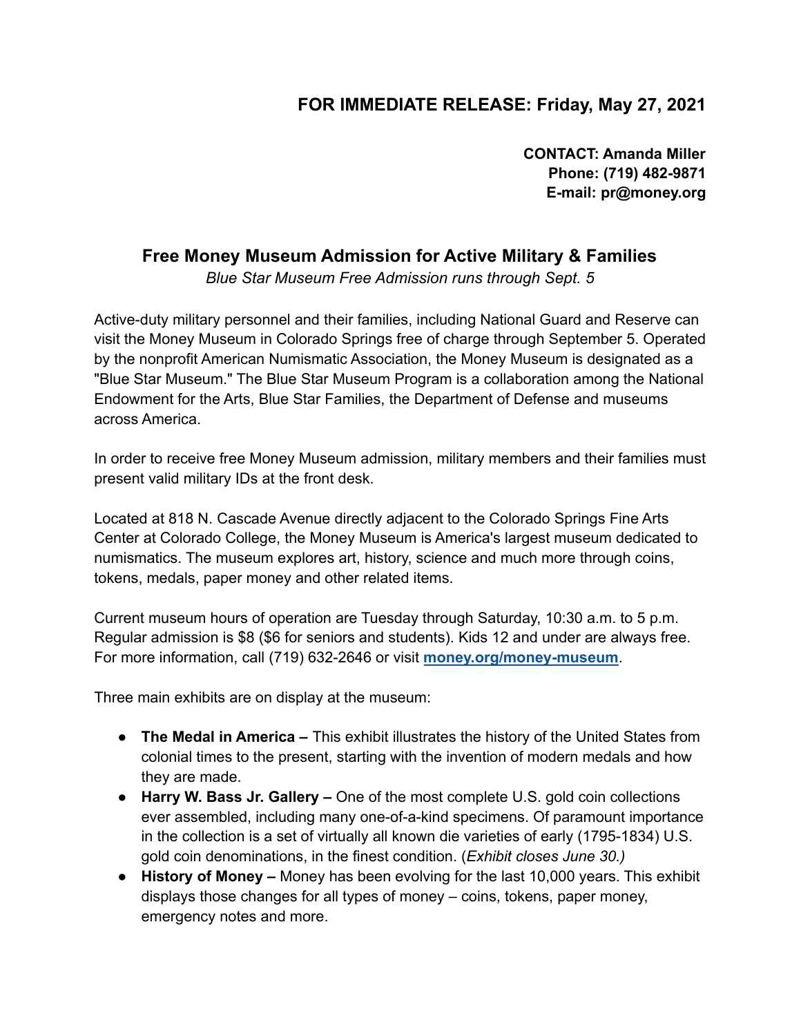**FOR IMMEDIATE RELEASE: Friday, May 27, 2021**

**CONTACT: Amanda Miller**
**Phone: (719) 482-9871**
**E-mail: pr@money.org**

## Free Money Museum Admission for Active Military & Families

*Blue Star Museum Free Admission runs through Sept. 5*

Active-duty military personnel and their families, including National Guard and Reserve can visit the Money Museum in Colorado Springs free of charge through September 5. Operated by the nonprofit American Numismatic Association, the Money Museum is designated as a "Blue Star Museum." The Blue Star Museum Program is a collaboration among the National Endowment for the Arts, Blue Star Families, the Department of Defense and museums across America.

In order to receive free Money Museum admission, military members and their families must present valid military IDs at the front desk.

Located at 818 N. Cascade Avenue directly adjacent to the Colorado Springs Fine Arts Center at Colorado College, the Money Museum is America's largest museum dedicated to numismatics. The museum explores art, history, science and much more through coins, tokens, medals, paper money and other related items.

Current museum hours of operation are Tuesday through Saturday, 10:30 a.m. to 5 p.m. Regular admission is $8 ($6 for seniors and students). Kids 12 and under are always free. For more information, call (719) 632-2646 or visit **money.org/money-museum**.

Three main exhibits are on display at the museum:

- **The Medal in America –** This exhibit illustrates the history of the United States from colonial times to the present, starting with the invention of modern medals and how they are made.
- **Harry W. Bass Jr. Gallery –** One of the most complete U.S. gold coin collections ever assembled, including many one-of-a-kind specimens. Of paramount importance in the collection is a set of virtually all known die varieties of early (1795-1834) U.S. gold coin denominations, in the finest condition. (*Exhibit closes June 30.)*
- **History of Money –** Money has been evolving for the last 10,000 years. This exhibit displays those changes for all types of money – coins, tokens, paper money, emergency notes and more.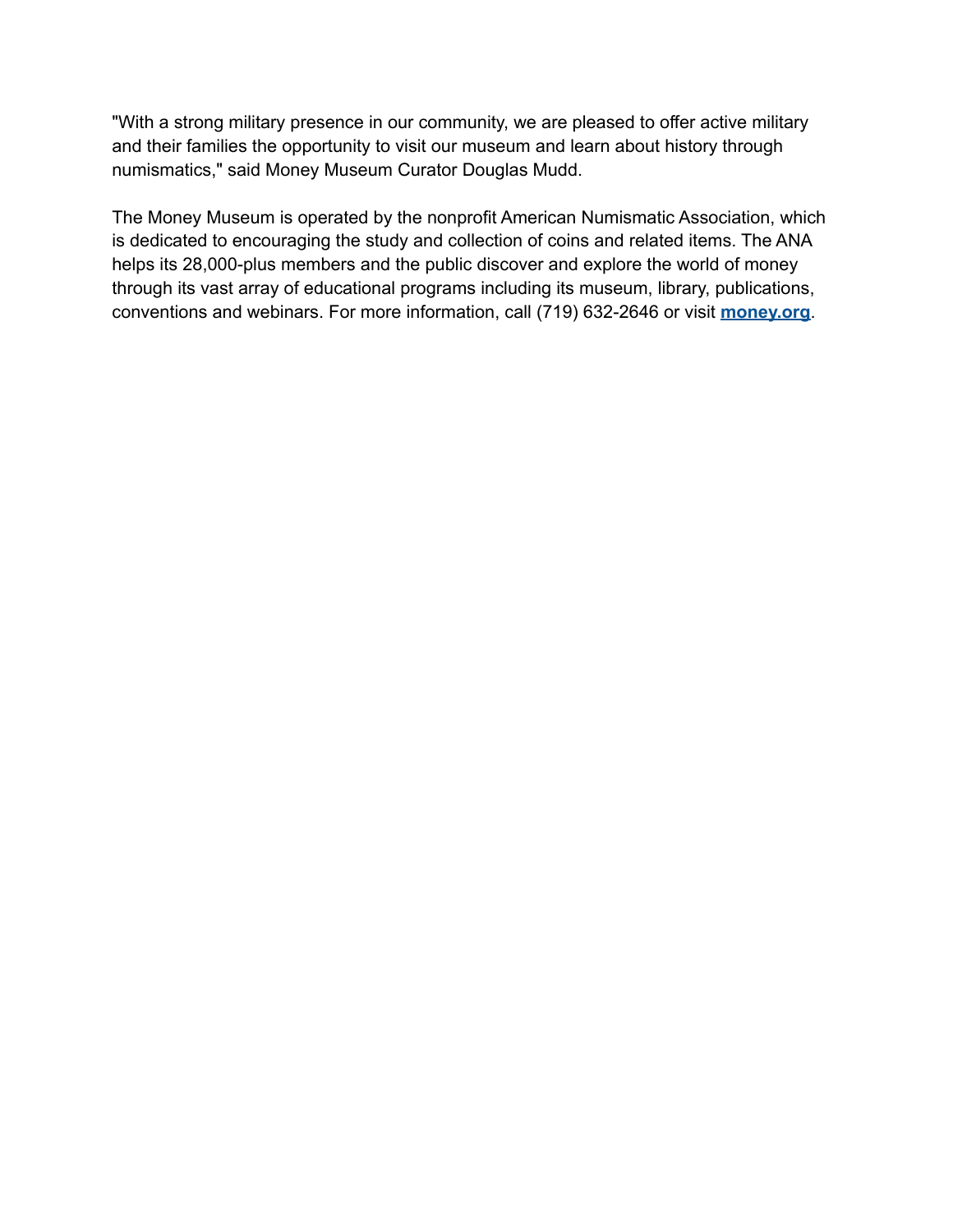"With a strong military presence in our community, we are pleased to offer active military and their families the opportunity to visit our museum and learn about history through numismatics," said Money Museum Curator Douglas Mudd.

The Money Museum is operated by the nonprofit American Numismatic Association, which is dedicated to encouraging the study and collection of coins and related items. The ANA helps its 28,000-plus members and the public discover and explore the world of money through its vast array of educational programs including its museum, library, publications, conventions and webinars. For more information, call (719) 632-2646 or visit **money.org**.